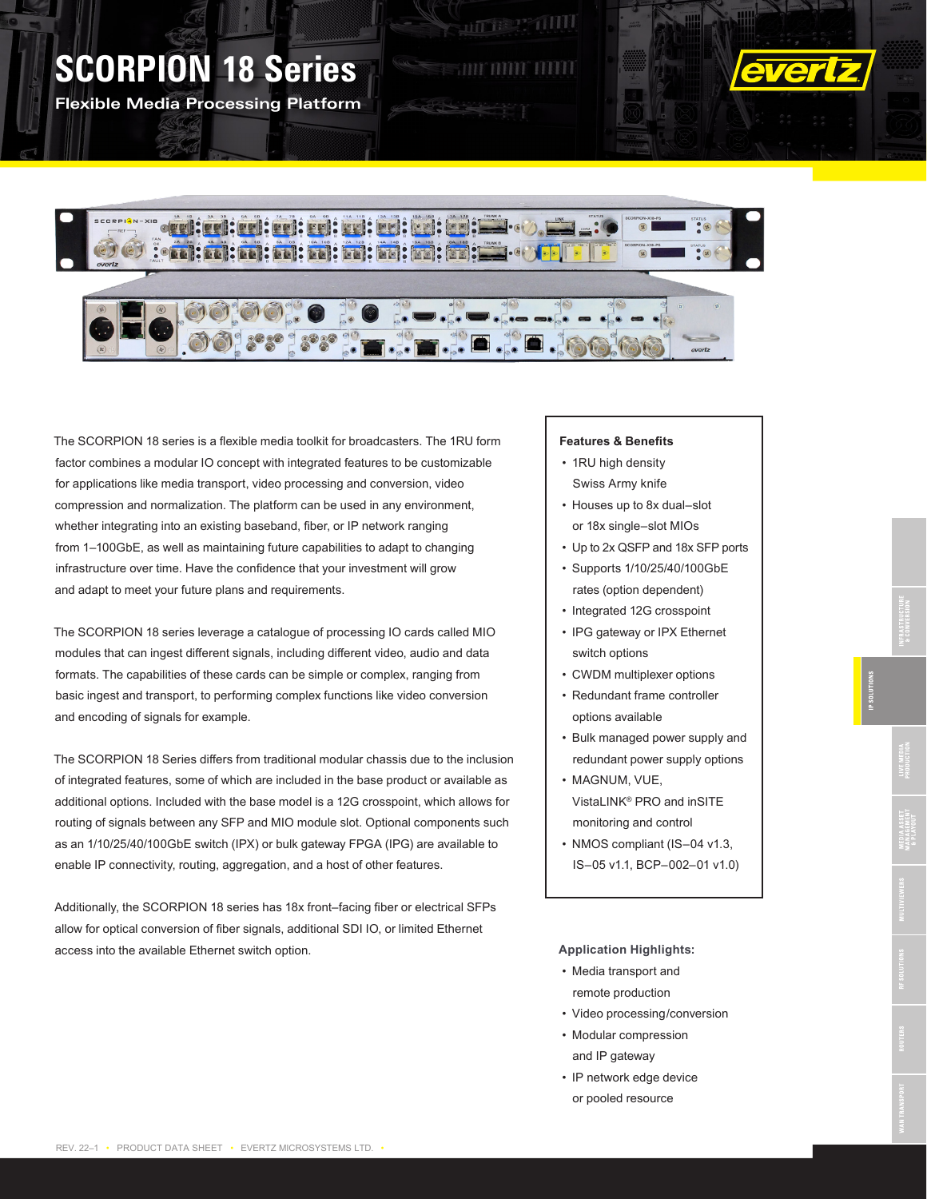# SCORPION 18 Series

## Flexible Media Processing Platform

The SCORPION 18 series is a flexible media toolkit for broadcasters. The 1RU form factor combines a modular IO concept with integrated features to be customizable for applications like media transport, video processing and conversion, video compression and normalization. The platform can be used in any environment, whether integrating into an existing baseband, fiber, or IP network ranging from 1–100GbE, as well as maintaining future capabilities to adapt to changing infrastructure over time. Have the confidence that your investment will grow and adapt to meet your future plans and requirements.

The SCORPION 18 series leverage a catalogue of processing IO cards called MIO modules that can ingest different signals, including different video, audio and data formats. The capabilities of these cards can be simple or complex, ranging from basic ingest and transport, to performing complex functions like video conversion and encoding of signals for example.

The SCORPION 18 Series differs from traditional modular chassis due to the inclusion of integrated features, some of which are included in the base product or available as additional options. Included with the base model is a 12G crosspoint, which allows for routing of signals between any SFP and MIO module slot. Optional components such as an 1/10/25/40/100GbE switch (IPX) or bulk gateway FPGA (IPG) are available to enable IP connectivity, routing, aggregation, and a host of other features.

Additionally, the SCORPION 18 series has 18x front–facing fiber or electrical SFPs allow for optical conversion of fiber signals, additional SDI IO, or limited Ethernet access into the available Ethernet switch option.

### Features & Benefits

- 1RU high density Swiss Army knife
- Houses up to 8x dual–slot or 18x single–slot MIOs
- Up to 2x QSFP and 18x SFP ports
- Supports 1/10/25/40/100GbE rates (option dependent)
- Integrated 12G crosspoint
- IPG gateway or IPX Ethernet switch options
- CWDM multiplexer options
- Redundant frame controller options available
- Bulk managed power supply and redundant power supply options
- MAGNUM, VUE, VistaLINK® PRO and inSITE monitoring and control
- NMOS compliant (IS–04 v1.3, IS–05 v1.1, BCP–002–01 v1.0)

### Application Highlights:

- Media transport and remote production
- Video processing/conversion
- Modular compression and IP gateway
- IP network edge device or pooled resource

REV. 22–1 • PRODUCT DATA SHEET • EVERTZ MICROSYSTEMS LTD. •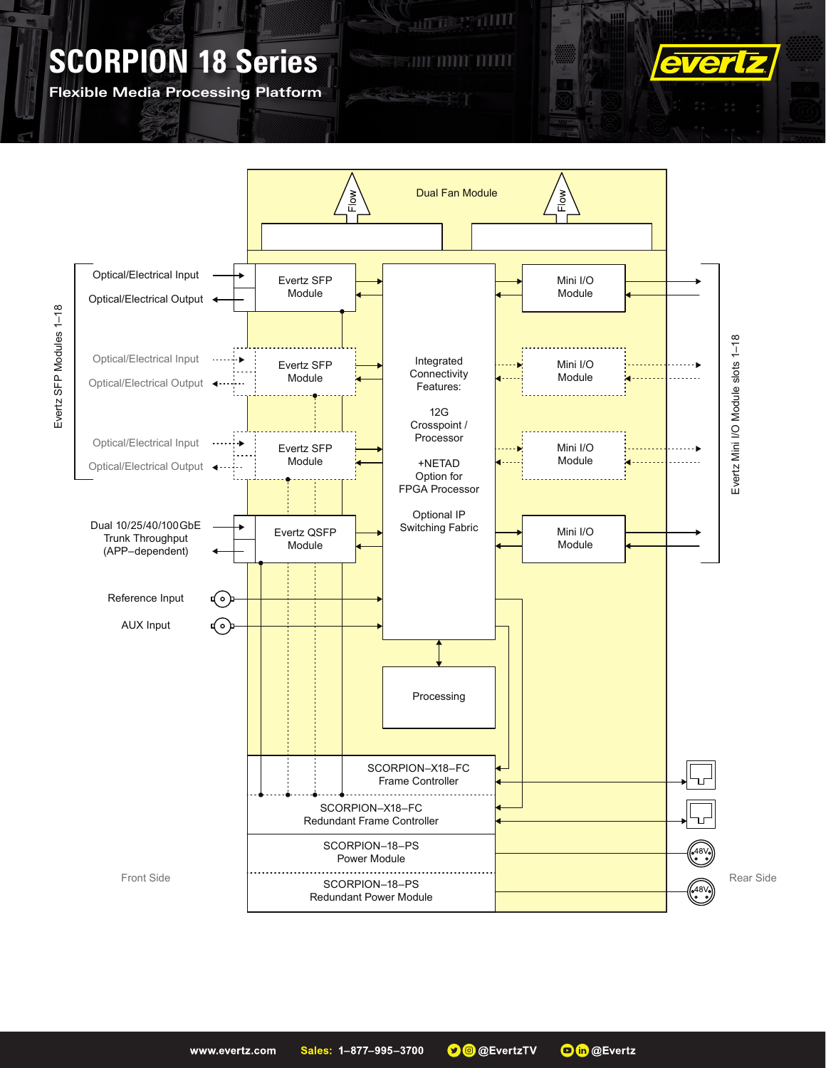# SCORPION 18 Series

**Flexible Media Processing Platform**

Dual Fan Module

Flow

Flow

Eventz SFP Modules 1–18

Optical/Electrical Input

Optical/Electrical Output

Evertz SFP Module

Optical/Electrical Input

Optical/Electrical Output

Evertz SFP Module

Optical/Electrical Input

Optical/Electrical Output

Evertz SFP Module

Dual 10/25/40/100GbE Trunk Throughput (APP–dependent)

Evertz QSFP Module

Reference Input

AUX Input

Integrated Connectivity Features:

12G Crosspoint / Processor

+NETAD Option for FPGA Processor

Optional IP Switching Fabric

Processing

Mini I/O Module

Mini I/O Module

Mini I/O Module

Mini I/O Module

Evertz Mini I/O Module slots 1–18

SCORPION–X18–FC Frame Controller

SCORPION–X18–FC Redundant Frame Controller

SCORPION–18–PS Power Module

SCORPION–18–PS Redundant Power Module

48V

48V

Front Side

Rear Side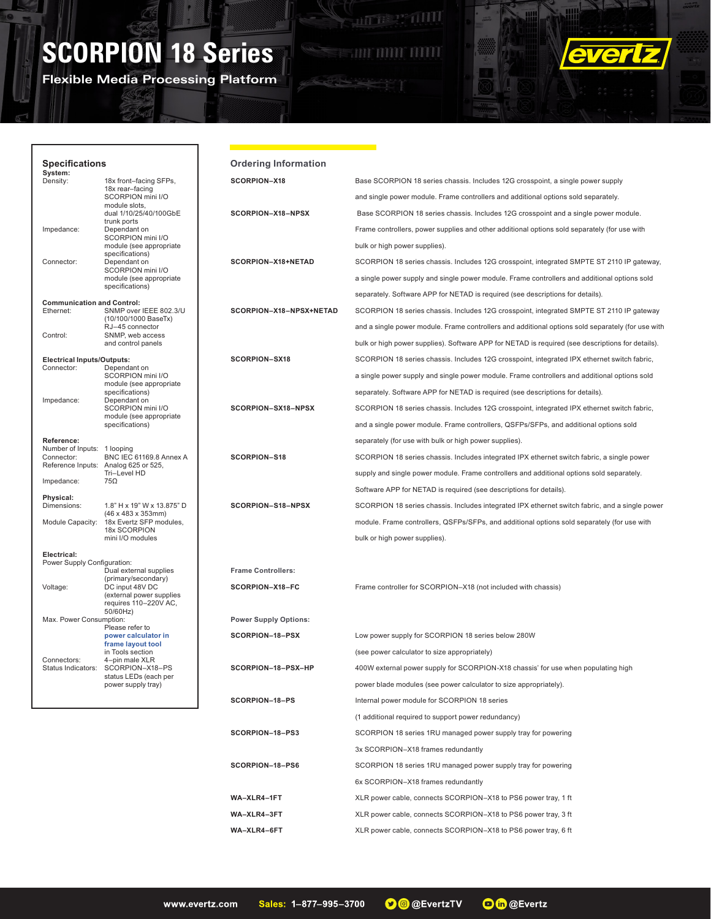# SCORPION 18 Series

**Flexible Media Processing Platform**

## Specifications

**System:**

| | |
|---|---|
| Density: | 18x front–facing SFPs, 18x rear–facing SCORPION mini I/O module slots, dual 1/10/25/40/100GbE trunk ports |
| Impedance: | Dependant on SCORPION mini I/O module (see appropriate specifications) |
| Connector: | Dependant on SCORPION mini I/O module (see appropriate specifications) |

**Communication and Control:**

| | |
|---|---|
| Ethernet: | SNMP over IEEE 802.3/U (10/100/1000 BaseTx) RJ–45 connector |
| Control: | SNMP, web access and control panels |

**Electrical Inputs/Outputs:**

| | |
|---|---|
| Connector: | Dependant on SCORPION mini I/O module (see appropriate specifications) |
| Impedance: | Dependant on SCORPION mini I/O module (see appropriate specifications) |

**Reference:**

| | |
|---|---|
| Number of Inputs: | 1 looping |
| Connector: | BNC IEC 61169.8 Annex A |
| Reference Inputs: | Analog 625 or 525, Tri–Level HD |
| Impedance: | 75Ω |

**Physical:**

| | |
|---|---|
| Dimensions: | 1.8" H x 19" W x 13.875" D (46 x 483 x 353mm) |
| Module Capacity: | 18x Evertz SFP modules, 18x SCORPION mini I/O modules |

**Electrical:**

| | |
|---|---|
| Power Supply Configuration: | Dual external supplies (primary/secondary) |
| Voltage: | DC input 48V DC (external power supplies requires 110–220V AC, 50/60Hz) |
| Max. Power Consumption: | Please refer to **power calculator in frame layout tool** in Tools section |
| Connectors: | 4–pin male XLR |
| Status Indicators: | SCORPION–X18–PS status LEDs (each per power supply tray) |

## Ordering Information

| | |
|---|---|
| **SCORPION–X18** | Base SCORPION 18 series chassis. Includes 12G crosspoint, a single power supply and single power module. Frame controllers and additional options sold separately. |
| **SCORPION–X18–NPSX** | Base SCORPION 18 series chassis. Includes 12G crosspoint and a single power module. Frame controllers, power supplies and other additional options sold separately (for use with bulk or high power supplies). |
| **SCORPION–X18+NETAD** | SCORPION 18 series chassis. Includes 12G crosspoint, integrated SMPTE ST 2110 IP gateway, a single power supply and single power module. Frame controllers and additional options sold separately. Software APP for NETAD is required (see descriptions for details). |
| **SCORPION–X18–NPSX+NETAD** | SCORPION 18 series chassis. Includes 12G crosspoint, integrated SMPTE ST 2110 IP gateway and a single power module. Frame controllers and additional options sold separately (for use with bulk or high power supplies). Software APP for NETAD is required (see descriptions for details). |
| **SCORPION–SX18** | SCORPION 18 series chassis. Includes 12G crosspoint, integrated IPX ethernet switch fabric, a single power supply and single power module. Frame controllers and additional options sold separately. Software APP for NETAD is required (see descriptions for details). |
| **SCORPION–SX18–NPSX** | SCORPION 18 series chassis. Includes 12G crosspoint, integrated IPX ethernet switch fabric, and a single power module. Frame controllers, QSFPs/SFPs, and additional options sold separately (for use with bulk or high power supplies). |
| **SCORPION–S18** | SCORPION 18 series chassis. Includes integrated IPX ethernet switch fabric, a single power supply and single power module. Frame controllers and additional options sold separately. Software APP for NETAD is required (see descriptions for details). |
| **SCORPION–S18–NPSX** | SCORPION 18 series chassis. Includes integrated IPX ethernet switch fabric, and a single power module. Frame controllers, QSFPs/SFPs, and additional options sold separately (for use with bulk or high power supplies). |

**Frame Controllers:**

| | |
|---|---|
| **SCORPION–X18–FC** | Frame controller for SCORPION–X18 (not included with chassis) |

**Power Supply Options:**

| | |
|---|---|
| **SCORPION–18–PSX** | Low power supply for SCORPION 18 series below 280W (see power calculator to size appropriately) |
| **SCORPION–18–PSX–HP** | 400W external power supply for SCORPION-X18 chassis' for use when populating high power blade modules (see power calculator to size appropriately). |
| **SCORPION–18–PS** | Internal power module for SCORPION 18 series (1 additional required to support power redundancy) |
| **SCORPION–18–PS3** | SCORPION 18 series 1RU managed power supply tray for powering 3x SCORPION–X18 frames redundantly |
| **SCORPION–18–PS6** | SCORPION 18 series 1RU managed power supply tray for powering 6x SCORPION–X18 frames redundantly |
| **WA–XLR4–1FT** | XLR power cable, connects SCORPION–X18 to PS6 power tray, 1 ft |
| **WA–XLR4–3FT** | XLR power cable, connects SCORPION–X18 to PS6 power tray, 3 ft |
| **WA–XLR4–6FT** | XLR power cable, connects SCORPION–X18 to PS6 power tray, 6 ft |

www.evertz.com | **Sales:** 1–877–995–3700 | @EvertzTV | @Evertz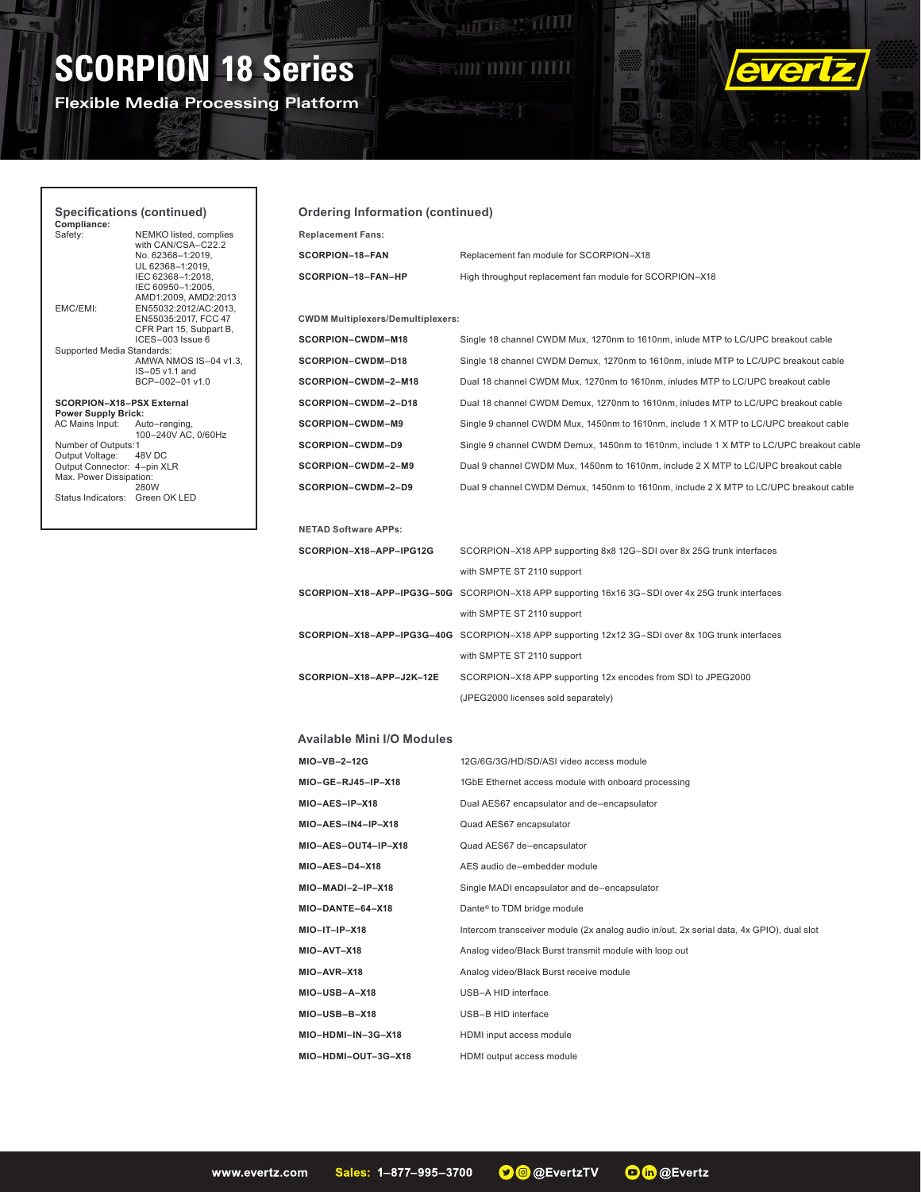# SCORPION 18 Series

Flexible Media Processing Platform

## Specifications (continued)

**Compliance:**

Safety: NEMKO listed, complies with CAN/CSA–C22.2 No. 62368–1:2019, UL 62368–1:2019, IEC 62368–1:2018, IEC 60950–1:2005, AMD1:2009, AMD2:2013

EMC/EMI: EN55032:2012/AC:2013, EN55035:2017, FCC 47 CFR Part 15, Subpart B, ICES–003 Issue 6

Supported Media Standards: AMWA NMOS IS–04 v1.3, IS–05 v1.1 and BCP–002–01 v1.0

**SCORPION–X18–PSX External Power Supply Brick:**

AC Mains Input: Auto–ranging, 100–240V AC, 0/60Hz

Number of Outputs: 1

Output Voltage: 48V DC

Output Connector: 4–pin XLR

Max. Power Dissipation: 280W

Status Indicators: Green OK LED

## Ordering Information (continued)

**Replacement Fans:**

| | |
|---|---|
| **SCORPION–18–FAN** | Replacement fan module for SCORPION–X18 |
| **SCORPION–18–FAN–HP** | High throughput replacement fan module for SCORPION–X18 |

**CWDM Multiplexers/Demultiplexers:**

| | |
|---|---|
| **SCORPION–CWDM–M18** | Single 18 channel CWDM Mux, 1270nm to 1610nm, inlude MTP to LC/UPC breakout cable |
| **SCORPION–CWDM–D18** | Single 18 channel CWDM Demux, 1270nm to 1610nm, inlude MTP to LC/UPC breakout cable |
| **SCORPION–CWDM–2–M18** | Dual 18 channel CWDM Mux, 1270nm to 1610nm, inludes MTP to LC/UPC breakout cable |
| **SCORPION–CWDM–2–D18** | Dual 18 channel CWDM Demux, 1270nm to 1610nm, inludes MTP to LC/UPC breakout cable |
| **SCORPION–CWDM–M9** | Single 9 channel CWDM Mux, 1450nm to 1610nm, include 1 X MTP to LC/UPC breakout cable |
| **SCORPION–CWDM–D9** | Single 9 channel CWDM Demux, 1450nm to 1610nm, include 1 X MTP to LC/UPC breakout cable |
| **SCORPION–CWDM–2–M9** | Dual 9 channel CWDM Mux, 1450nm to 1610nm, include 2 X MTP to LC/UPC breakout cable |
| **SCORPION–CWDM–2–D9** | Dual 9 channel CWDM Demux, 1450nm to 1610nm, include 2 X MTP to LC/UPC breakout cable |

**NETAD Software APPs:**

| | |
|---|---|
| **SCORPION–X18–APP–IPG12G** | SCORPION–X18 APP supporting 8x8 12G–SDI over 8x 25G trunk interfaces with SMPTE ST 2110 support |
| **SCORPION–X18–APP–IPG3G–50G** | SCORPION–X18 APP supporting 16x16 3G–SDI over 4x 25G trunk interfaces with SMPTE ST 2110 support |
| **SCORPION–X18–APP–IPG3G–40G** | SCORPION–X18 APP supporting 12x12 3G–SDI over 8x 10G trunk interfaces with SMPTE ST 2110 support |
| **SCORPION–X18–APP–J2K–12E** | SCORPION–X18 APP supporting 12x encodes from SDI to JPEG2000 (JPEG2000 licenses sold separately) |

### Available Mini I/O Modules

| | |
|---|---|
| **MIO–VB–2–12G** | 12G/6G/3G/HD/SD/ASI video access module |
| **MIO–GE–RJ45–IP–X18** | 1GbE Ethernet access module with onboard processing |
| **MIO–AES–IP–X18** | Dual AES67 encapsulator and de–encapsulator |
| **MIO–AES–IN4–IP–X18** | Quad AES67 encapsulator |
| **MIO–AES–OUT4–IP–X18** | Quad AES67 de–encapsulator |
| **MIO–AES–D4–X18** | AES audio de–embedder module |
| **MIO–MADI–2–IP–X18** | Single MADI encapsulator and de–encapsulator |
| **MIO–DANTE–64–X18** | Dante® to TDM bridge module |
| **MIO–IT–IP–X18** | Intercom transceiver module (2x analog audio in/out, 2x serial data, 4x GPIO), dual slot |
| **MIO–AVT–X18** | Analog video/Black Burst transmit module with loop out |
| **MIO–AVR–X18** | Analog video/Black Burst receive module |
| **MIO–USB–A–X18** | USB–A HID interface |
| **MIO–USB–B–X18** | USB–B HID interface |
| **MIO–HDMI–IN–3G–X18** | HDMI input access module |
| **MIO–HDMI–OUT–3G–X18** | HDMI output access module |

www.evertz.com Sales: 1–877–995–3700 @EvertzTV @Evertz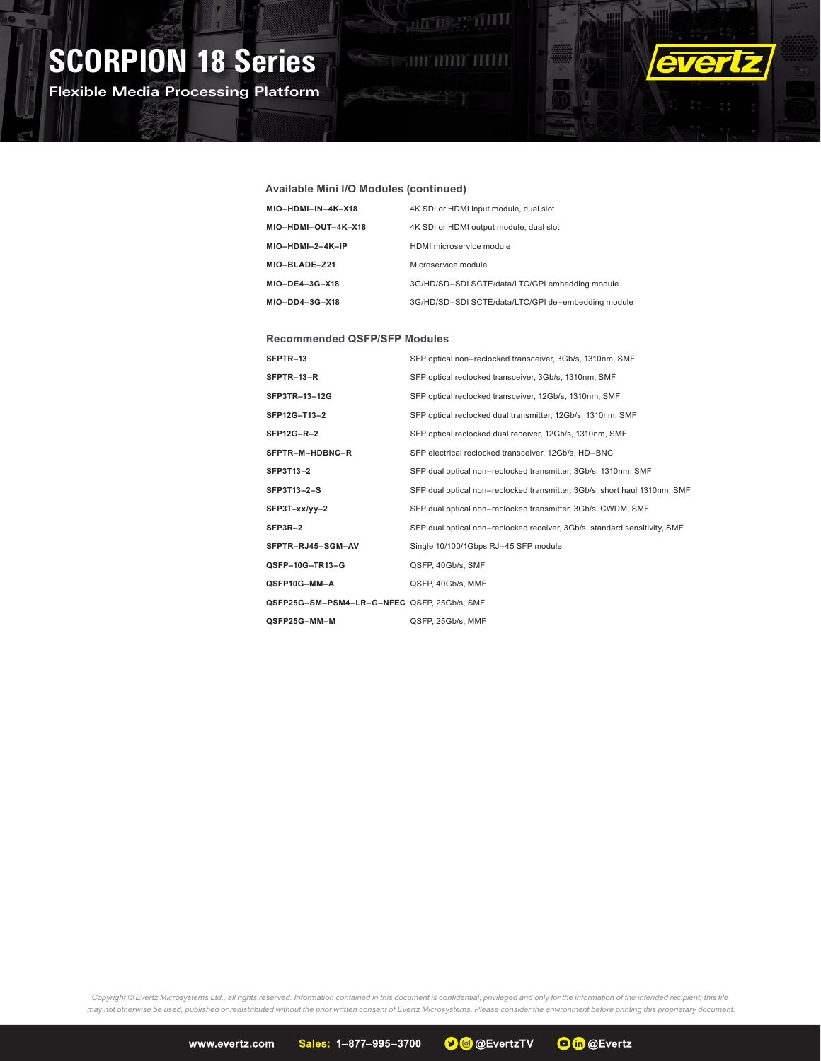### Available Mini I/O Modules (continued)

| | |
|---|---|
| **MIO–HDMI–IN–4K–X18** | 4K SDI or HDMI input module, dual slot |
| **MIO–HDMI–OUT–4K–X18** | 4K SDI or HDMI output module, dual slot |
| **MIO–HDMI–2–4K–IP** | HDMI microservice module |
| **MIO–BLADE–Z21** | Microservice module |
| **MIO–DE4–3G–X18** | 3G/HD/SD–SDI SCTE/data/LTC/GPI embedding module |
| **MIO–DD4–3G–X18** | 3G/HD/SD–SDI SCTE/data/LTC/GPI de–embedding module |

### Recommended QSFP/SFP Modules

| | |
|---|---|
| **SFPTR–13** | SFP optical non–reclocked transceiver, 3Gb/s, 1310nm, SMF |
| **SFPTR–13–R** | SFP optical reclocked transceiver, 3Gb/s, 1310nm, SMF |
| **SFP3TR–13–12G** | SFP optical reclocked transceiver, 12Gb/s, 1310nm, SMF |
| **SFP12G–T13–2** | SFP optical reclocked dual transmitter, 12Gb/s, 1310nm, SMF |
| **SFP12G–R–2** | SFP optical reclocked dual receiver, 12Gb/s, 1310nm, SMF |
| **SFPTR–M–HDBNC–R** | SFP electrical reclocked transceiver, 12Gb/s, HD–BNC |
| **SFP3T13–2** | SFP dual optical non–reclocked transmitter, 3Gb/s, 1310nm, SMF |
| **SFP3T13–2–S** | SFP dual optical non–reclocked transmitter, 3Gb/s, short haul 1310nm, SMF |
| **SFP3T–xx/yy–2** | SFP dual optical non–reclocked transmitter, 3Gb/s, CWDM, SMF |
| **SFP3R–2** | SFP dual optical non–reclocked receiver, 3Gb/s, standard sensitivity, SMF |
| **SFPTR–RJ45–SGM–AV** | Single 10/100/1Gbps RJ–45 SFP module |
| **QSFP–10G–TR13–G** | QSFP, 40Gb/s, SMF |
| **QSFP10G–MM–A** | QSFP, 40Gb/s, MMF |
| **QSFP25G–SM–PSM4–LR–G–NFEC** | QSFP, 25Gb/s, SMF |
| **QSFP25G–MM–M** | QSFP, 25Gb/s, MMF |

*Copyright © Evertz Microsystems Ltd., all rights reserved. Information contained in this document is confidential, privileged and only for the information of the intended recipient; this file may not otherwise be used, published or redistributed without the prior written consent of Evertz Microsystems. Please consider the environment before printing this proprietary document.*

**www.evertz.com** **Sales: 1–877–995–3700** **@EvertzTV** **@Evertz**